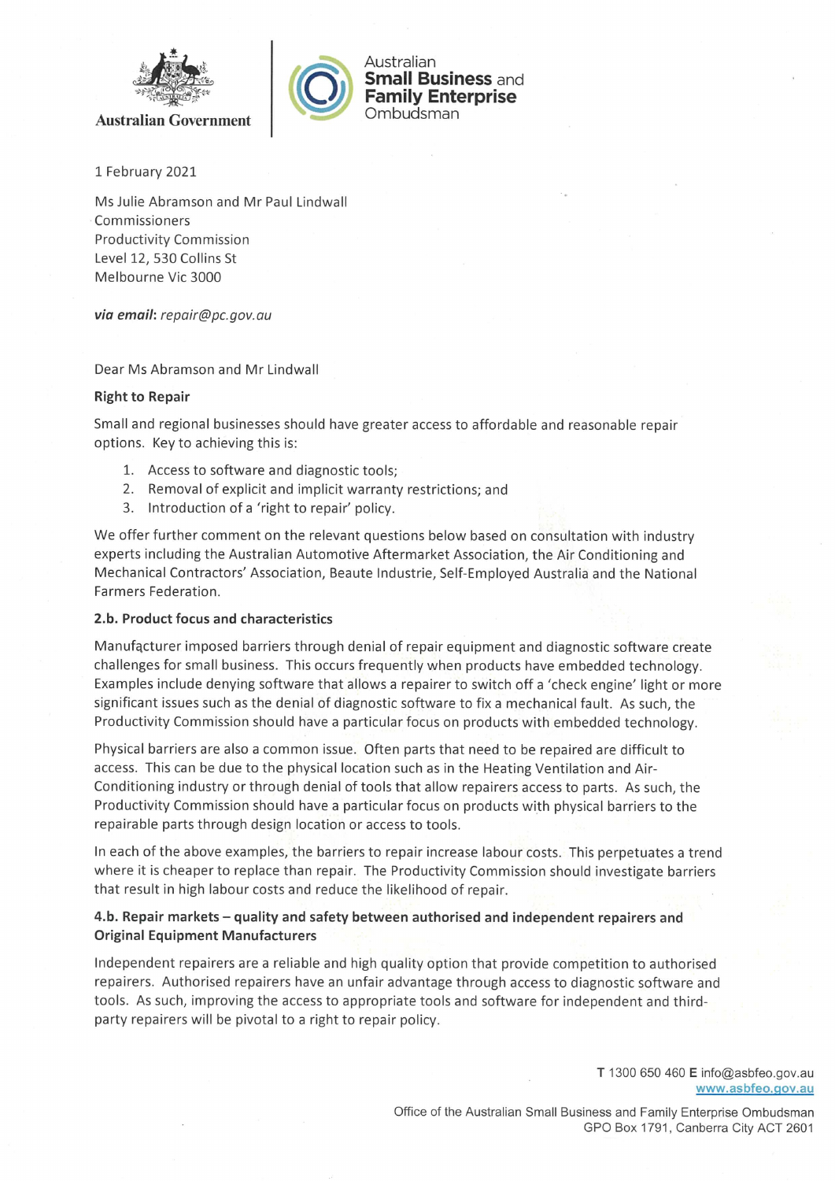Australian Government

Australian **Small Business** and **Family Enterprise** Ombudsman

1 February 2021

Ms Julie Abramson and Mr Paul Lindwall
Commissioners
Productivity Commission
Level 12, 530 Collins St
Melbourne Vic 3000

***via email***: *repair@pc.gov.au*

Dear Ms Abramson and Mr Lindwall

**Right to Repair**

Small and regional businesses should have greater access to affordable and reasonable repair options. Key to achieving this is:

1. Access to software and diagnostic tools;
2. Removal of explicit and implicit warranty restrictions; and
3. Introduction of a 'right to repair' policy.

We offer further comment on the relevant questions below based on consultation with industry experts including the Australian Automotive Aftermarket Association, the Air Conditioning and Mechanical Contractors' Association, Beaute Industrie, Self-Employed Australia and the National Farmers Federation.

**2.b. Product focus and characteristics**

Manufacturer imposed barriers through denial of repair equipment and diagnostic software create challenges for small business. This occurs frequently when products have embedded technology. Examples include denying software that allows a repairer to switch off a 'check engine' light or more significant issues such as the denial of diagnostic software to fix a mechanical fault. As such, the Productivity Commission should have a particular focus on products with embedded technology.

Physical barriers are also a common issue. Often parts that need to be repaired are difficult to access. This can be due to the physical location such as in the Heating Ventilation and Air-Conditioning industry or through denial of tools that allow repairers access to parts. As such, the Productivity Commission should have a particular focus on products with physical barriers to the repairable parts through design location or access to tools.

In each of the above examples, the barriers to repair increase labour costs. This perpetuates a trend where it is cheaper to replace than repair. The Productivity Commission should investigate barriers that result in high labour costs and reduce the likelihood of repair.

**4.b. Repair markets – quality and safety between authorised and independent repairers and Original Equipment Manufacturers**

Independent repairers are a reliable and high quality option that provide competition to authorised repairers. Authorised repairers have an unfair advantage through access to diagnostic software and tools. As such, improving the access to appropriate tools and software for independent and third-party repairers will be pivotal to a right to repair policy.

**T** 1300 650 460 **E** info@asbfeo.gov.au
www.asbfeo.gov.au

Office of the Australian Small Business and Family Enterprise Ombudsman
GPO Box 1791, Canberra City ACT 2601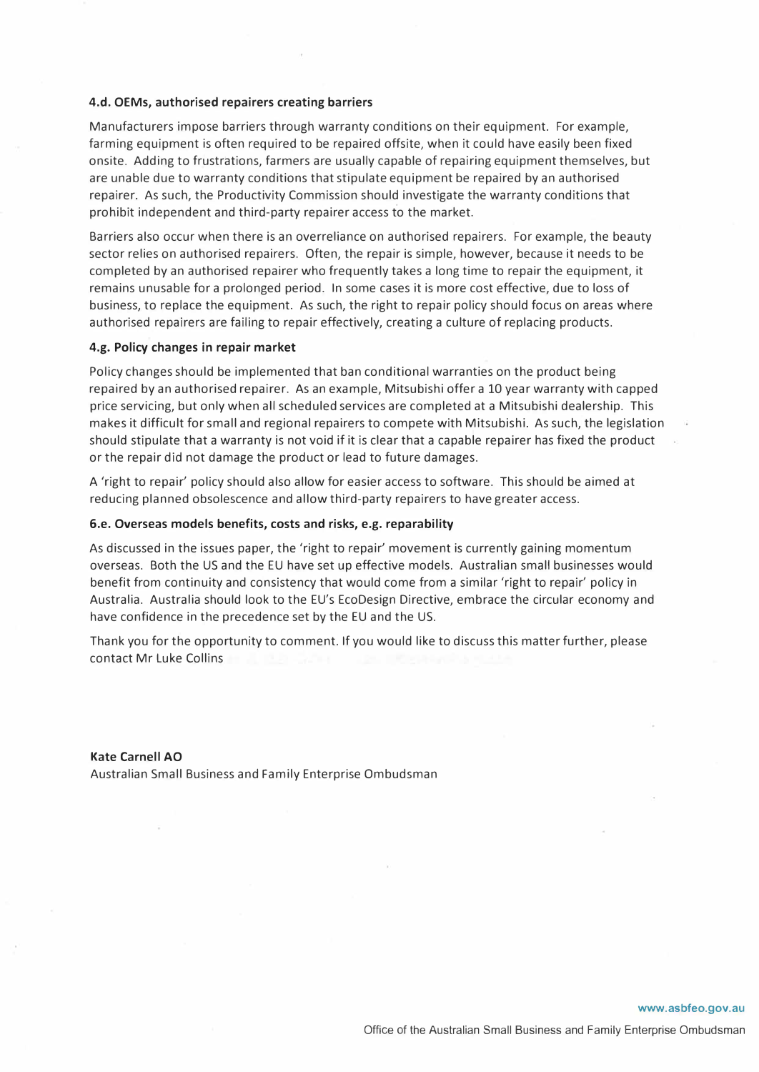#### 4.d. OEMs, authorised repairers creating barriers

Manufacturers impose barriers through warranty conditions on their equipment. For example, farming equipment is often required to be repaired offsite, when it could have easily been fixed onsite. Adding to frustrations, farmers are usually capable of repairing equipment themselves, but are unable due to warranty conditions that stipulate equipment be repaired by an authorised repairer. As such, the Productivity Commission should investigate the warranty conditions that prohibit independent and third-party repairer access to the market.

Barriers also occur when there is an overreliance on authorised repairers. For example, the beauty sector relies on authorised repairers. Often, the repair is simple, however, because it needs to be completed by an authorised repairer who frequently takes a long time to repair the equipment, it remains unusable for a prolonged period. In some cases it is more cost effective, due to loss of business, to replace the equipment. As such, the right to repair policy should focus on areas where authorised repairers are failing to repair effectively, creating a culture of replacing products.

#### 4.g. Policy changes in repair market

Policy changes should be implemented that ban conditional warranties on the product being repaired by an authorised repairer. As an example, Mitsubishi offer a 10 year warranty with capped price servicing, but only when all scheduled services are completed at a Mitsubishi dealership. This makes it difficult for small and regional repairers to compete with Mitsubishi. As such, the legislation should stipulate that a warranty is not void if it is clear that a capable repairer has fixed the product or the repair did not damage the product or lead to future damages.

A 'right to repair' policy should also allow for easier access to software. This should be aimed at reducing planned obsolescence and allow third-party repairers to have greater access.

#### 6.e. Overseas models benefits, costs and risks, e.g. reparability

As discussed in the issues paper, the 'right to repair' movement is currently gaining momentum overseas. Both the US and the EU have set up effective models. Australian small businesses would benefit from continuity and consistency that would come from a similar 'right to repair' policy in Australia. Australia should look to the EU's EcoDesign Directive, embrace the circular economy and have confidence in the precedence set by the EU and the US.

Thank you for the opportunity to comment. If you would like to discuss this matter further, please contact Mr Luke Collins

**Kate Carnell AO**
Australian Small Business and Family Enterprise Ombudsman